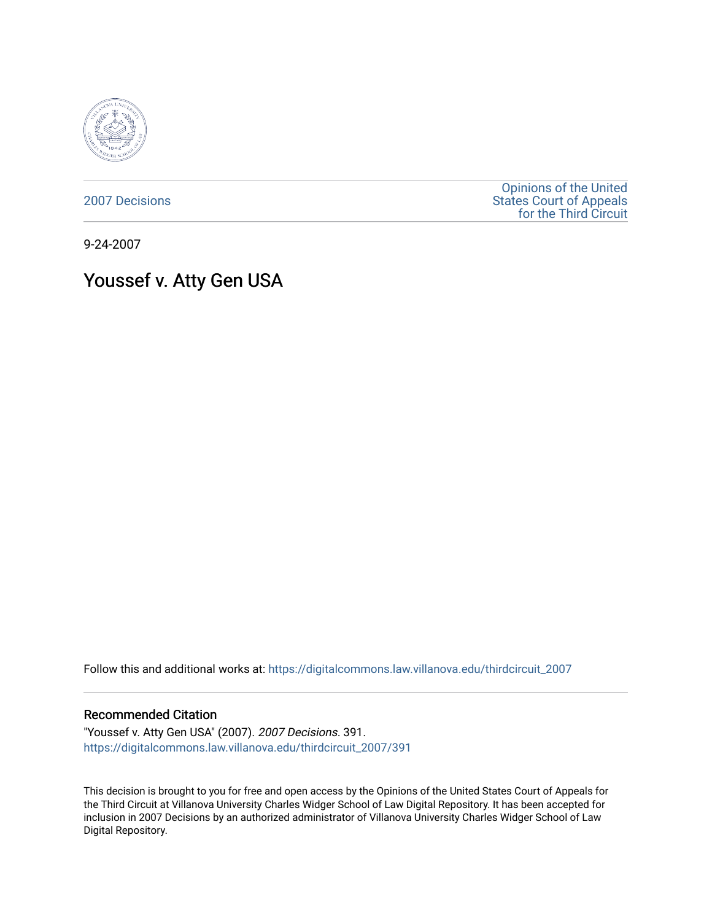2007 Decisions

Opinions of the United States Court of Appeals for the Third Circuit

9-24-2007

# Youssef v. Atty Gen USA

Follow this and additional works at: https://digitalcommons.law.villanova.edu/thirdcircuit_2007

### Recommended Citation

"Youssef v. Atty Gen USA" (2007). *2007 Decisions*. 391.
https://digitalcommons.law.villanova.edu/thirdcircuit_2007/391

This decision is brought to you for free and open access by the Opinions of the United States Court of Appeals for the Third Circuit at Villanova University Charles Widger School of Law Digital Repository. It has been accepted for inclusion in 2007 Decisions by an authorized administrator of Villanova University Charles Widger School of Law Digital Repository.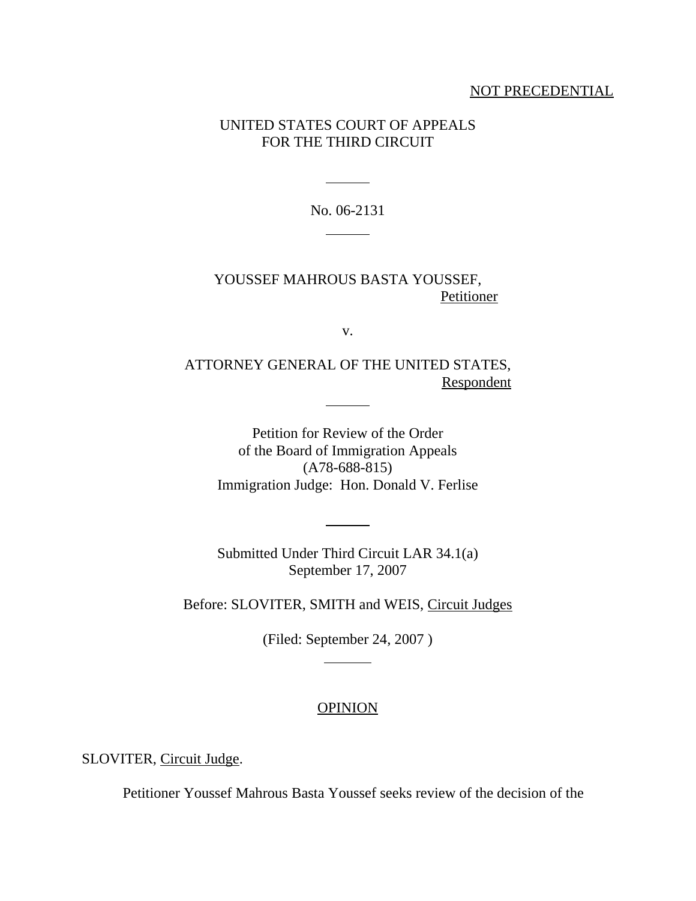NOT PRECEDENTIAL

UNITED STATES COURT OF APPEALS
FOR THE THIRD CIRCUIT

No. 06-2131

YOUSSEF MAHROUS BASTA YOUSSEF,
Petitioner

v.

ATTORNEY GENERAL OF THE UNITED STATES,
Respondent

Petition for Review of the Order
of the Board of Immigration Appeals
(A78-688-815)
Immigration Judge: Hon. Donald V. Ferlise

Submitted Under Third Circuit LAR 34.1(a)
September 17, 2007

Before: SLOVITER, SMITH and WEIS, Circuit Judges

(Filed: September 24, 2007 )

## OPINION

SLOVITER, Circuit Judge.

Petitioner Youssef Mahrous Basta Youssef seeks review of the decision of the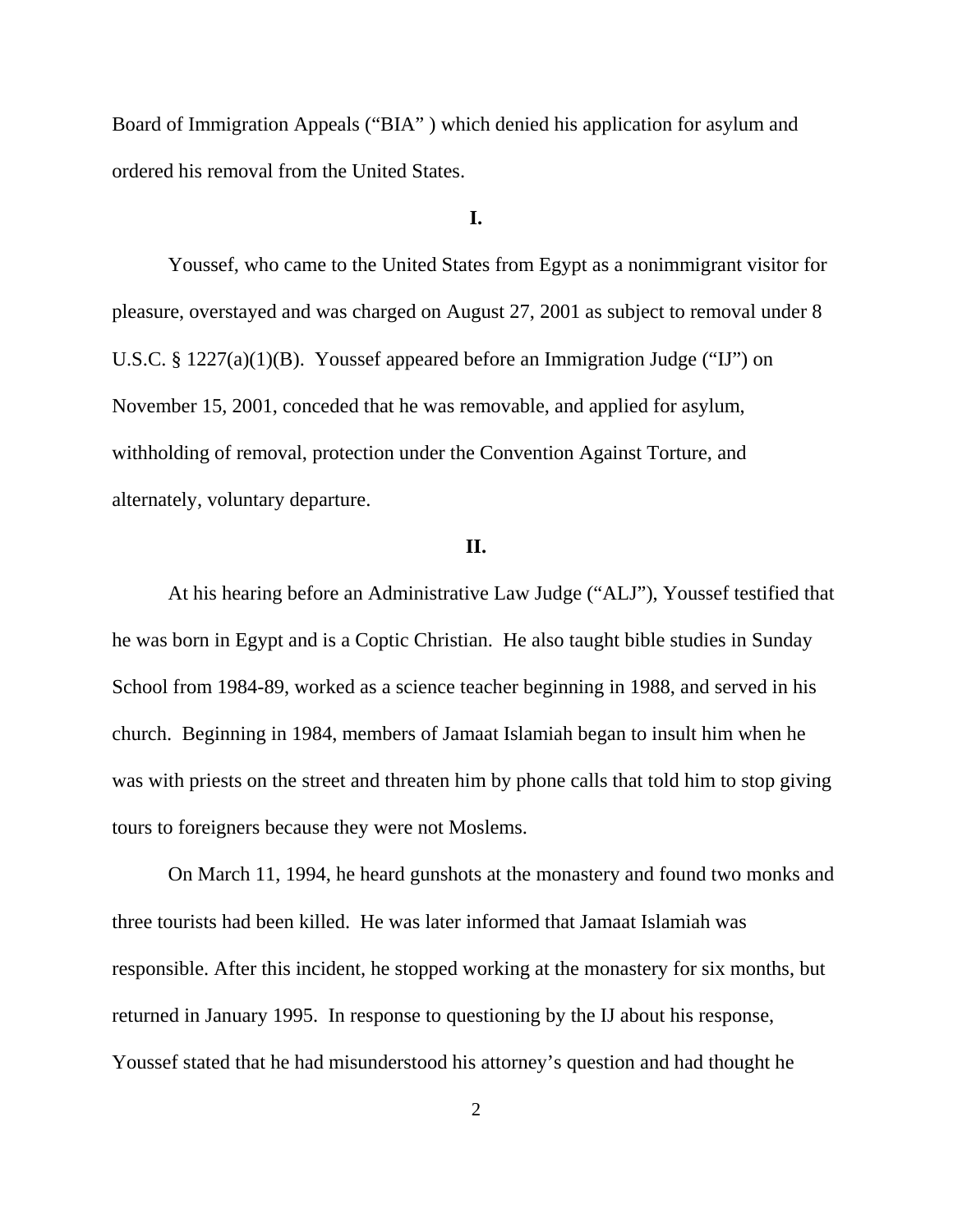Board of Immigration Appeals ("BIA" ) which denied his application for asylum and ordered his removal from the United States.

**I.**

Youssef, who came to the United States from Egypt as a nonimmigrant visitor for pleasure, overstayed and was charged on August 27, 2001 as subject to removal under 8 U.S.C. § 1227(a)(1)(B). Youssef appeared before an Immigration Judge ("IJ") on November 15, 2001, conceded that he was removable, and applied for asylum, withholding of removal, protection under the Convention Against Torture, and alternately, voluntary departure.

**II.**

At his hearing before an Administrative Law Judge ("ALJ"), Youssef testified that he was born in Egypt and is a Coptic Christian. He also taught bible studies in Sunday School from 1984-89, worked as a science teacher beginning in 1988, and served in his church. Beginning in 1984, members of Jamaat Islamiah began to insult him when he was with priests on the street and threaten him by phone calls that told him to stop giving tours to foreigners because they were not Moslems.

On March 11, 1994, he heard gunshots at the monastery and found two monks and three tourists had been killed. He was later informed that Jamaat Islamiah was responsible. After this incident, he stopped working at the monastery for six months, but returned in January 1995. In response to questioning by the IJ about his response, Youssef stated that he had misunderstood his attorney's question and had thought he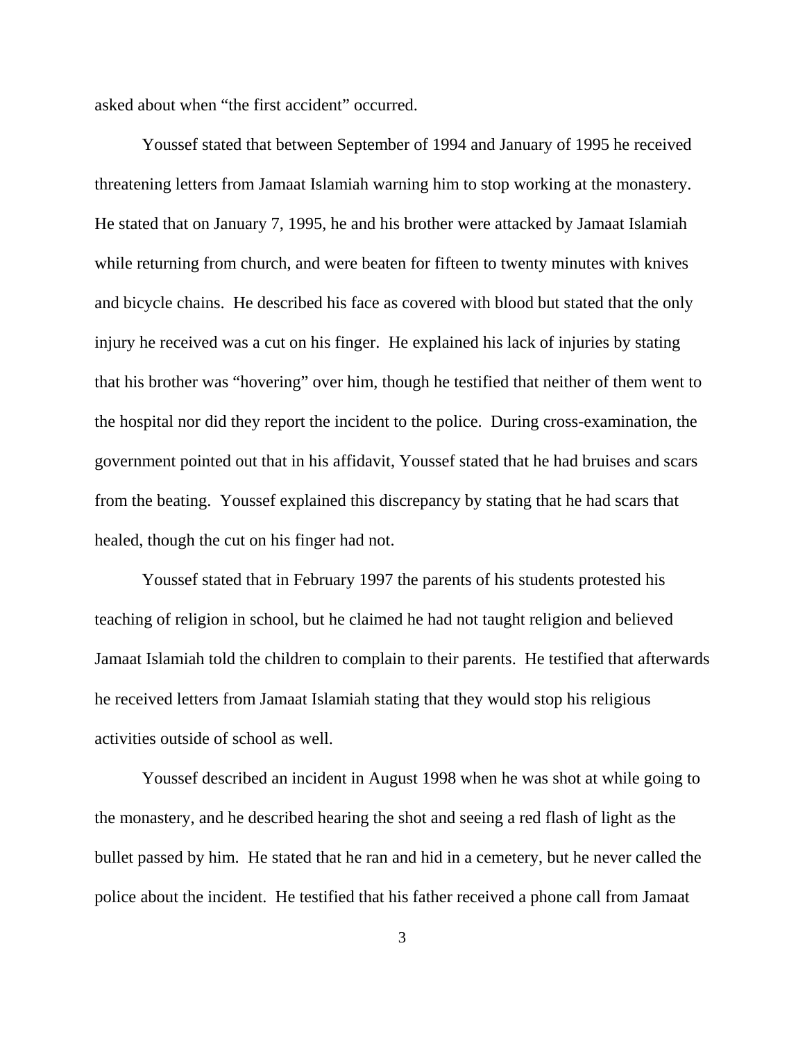asked about when "the first accident" occurred.

Youssef stated that between September of 1994 and January of 1995 he received threatening letters from Jamaat Islamiah warning him to stop working at the monastery. He stated that on January 7, 1995, he and his brother were attacked by Jamaat Islamiah while returning from church, and were beaten for fifteen to twenty minutes with knives and bicycle chains. He described his face as covered with blood but stated that the only injury he received was a cut on his finger. He explained his lack of injuries by stating that his brother was "hovering" over him, though he testified that neither of them went to the hospital nor did they report the incident to the police. During cross-examination, the government pointed out that in his affidavit, Youssef stated that he had bruises and scars from the beating. Youssef explained this discrepancy by stating that he had scars that healed, though the cut on his finger had not.

Youssef stated that in February 1997 the parents of his students protested his teaching of religion in school, but he claimed he had not taught religion and believed Jamaat Islamiah told the children to complain to their parents. He testified that afterwards he received letters from Jamaat Islamiah stating that they would stop his religious activities outside of school as well.

Youssef described an incident in August 1998 when he was shot at while going to the monastery, and he described hearing the shot and seeing a red flash of light as the bullet passed by him. He stated that he ran and hid in a cemetery, but he never called the police about the incident. He testified that his father received a phone call from Jamaat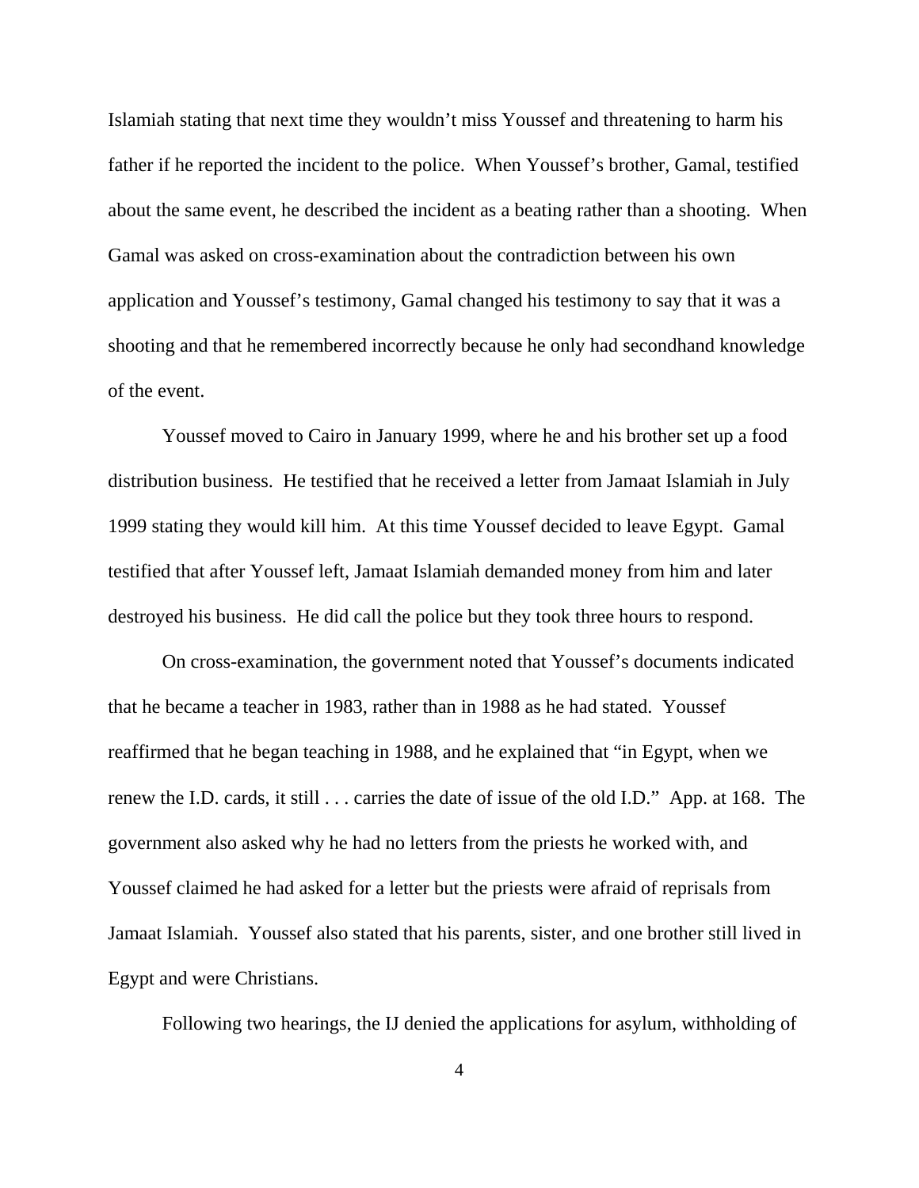Islamiah stating that next time they wouldn't miss Youssef and threatening to harm his father if he reported the incident to the police. When Youssef's brother, Gamal, testified about the same event, he described the incident as a beating rather than a shooting. When Gamal was asked on cross-examination about the contradiction between his own application and Youssef's testimony, Gamal changed his testimony to say that it was a shooting and that he remembered incorrectly because he only had secondhand knowledge of the event.

Youssef moved to Cairo in January 1999, where he and his brother set up a food distribution business. He testified that he received a letter from Jamaat Islamiah in July 1999 stating they would kill him. At this time Youssef decided to leave Egypt. Gamal testified that after Youssef left, Jamaat Islamiah demanded money from him and later destroyed his business. He did call the police but they took three hours to respond.

On cross-examination, the government noted that Youssef's documents indicated that he became a teacher in 1983, rather than in 1988 as he had stated. Youssef reaffirmed that he began teaching in 1988, and he explained that "in Egypt, when we renew the I.D. cards, it still . . . carries the date of issue of the old I.D." App. at 168. The government also asked why he had no letters from the priests he worked with, and Youssef claimed he had asked for a letter but the priests were afraid of reprisals from Jamaat Islamiah. Youssef also stated that his parents, sister, and one brother still lived in Egypt and were Christians.

Following two hearings, the IJ denied the applications for asylum, withholding of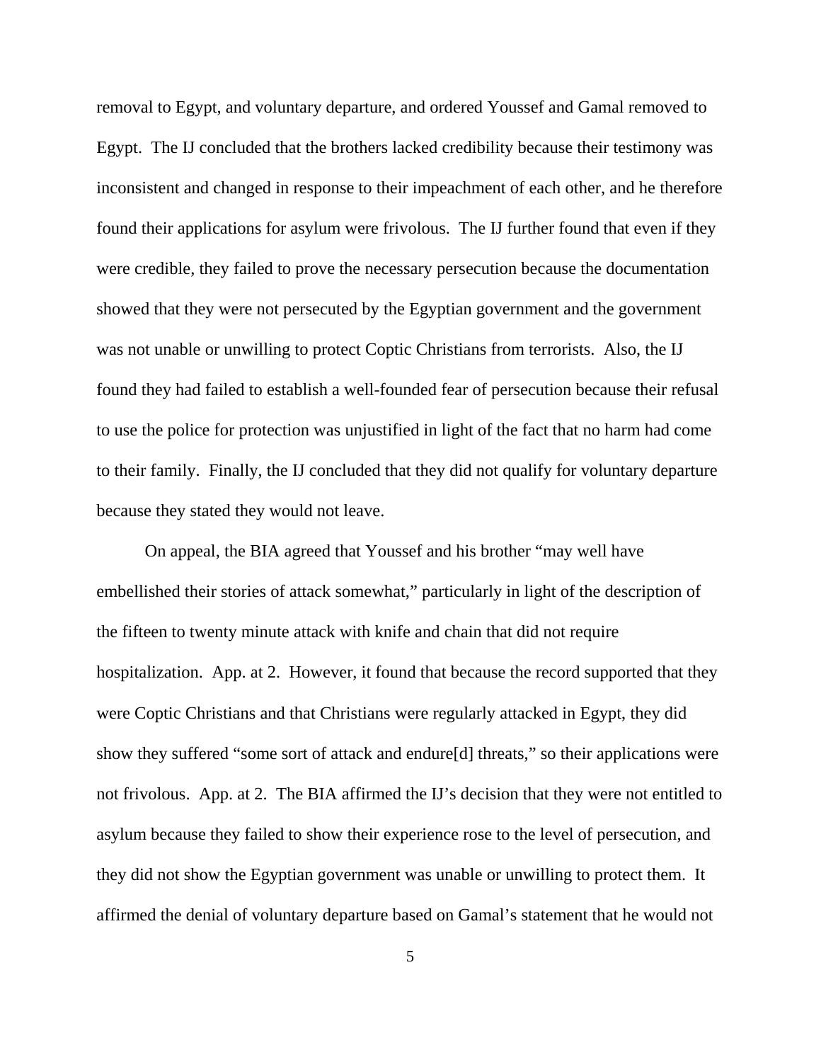removal to Egypt, and voluntary departure, and ordered Youssef and Gamal removed to Egypt. The IJ concluded that the brothers lacked credibility because their testimony was inconsistent and changed in response to their impeachment of each other, and he therefore found their applications for asylum were frivolous. The IJ further found that even if they were credible, they failed to prove the necessary persecution because the documentation showed that they were not persecuted by the Egyptian government and the government was not unable or unwilling to protect Coptic Christians from terrorists. Also, the IJ found they had failed to establish a well-founded fear of persecution because their refusal to use the police for protection was unjustified in light of the fact that no harm had come to their family. Finally, the IJ concluded that they did not qualify for voluntary departure because they stated they would not leave.

On appeal, the BIA agreed that Youssef and his brother "may well have embellished their stories of attack somewhat," particularly in light of the description of the fifteen to twenty minute attack with knife and chain that did not require hospitalization. App. at 2. However, it found that because the record supported that they were Coptic Christians and that Christians were regularly attacked in Egypt, they did show they suffered "some sort of attack and endure[d] threats," so their applications were not frivolous. App. at 2. The BIA affirmed the IJ's decision that they were not entitled to asylum because they failed to show their experience rose to the level of persecution, and they did not show the Egyptian government was unable or unwilling to protect them. It affirmed the denial of voluntary departure based on Gamal's statement that he would not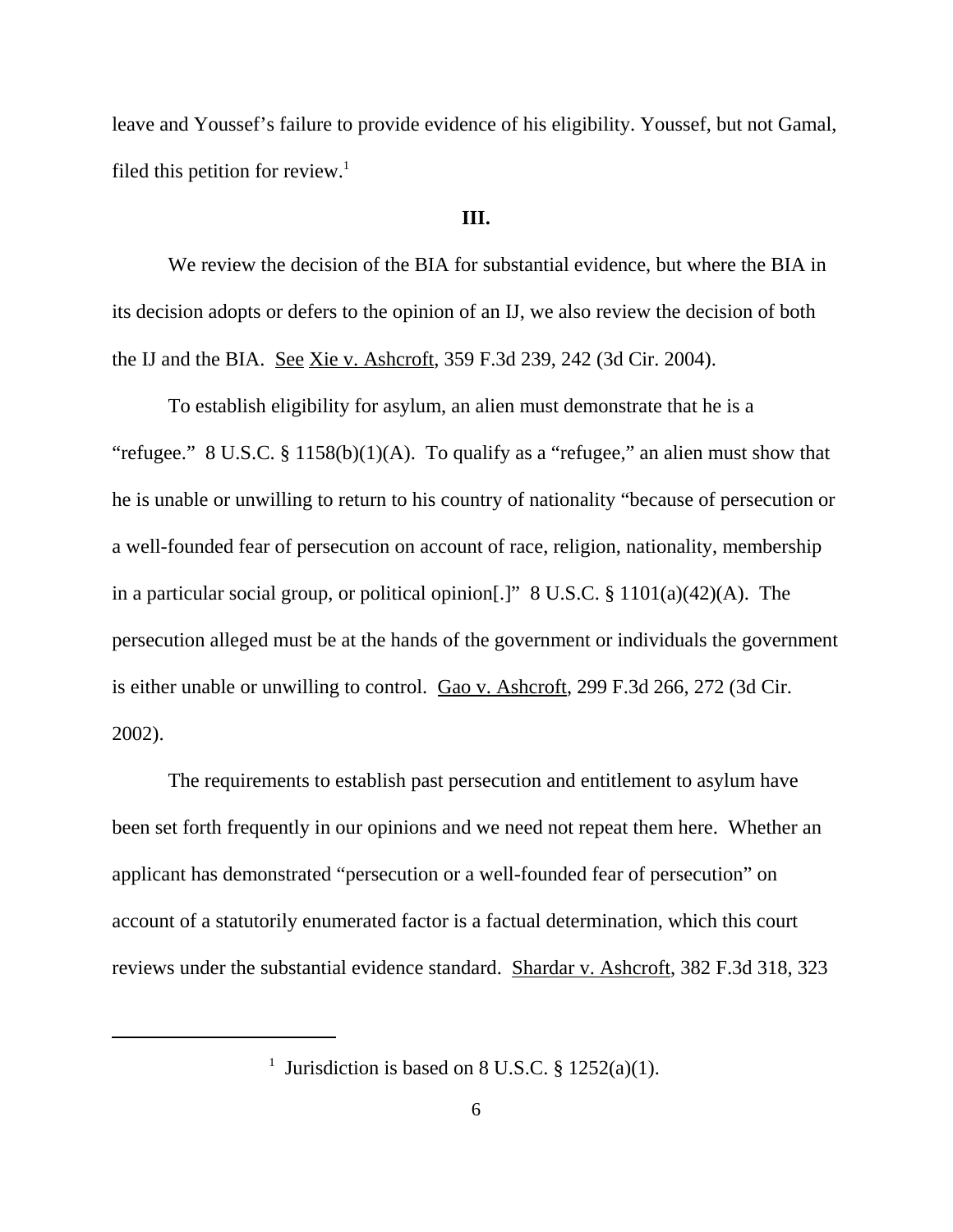leave and Youssef's failure to provide evidence of his eligibility. Youssef, but not Gamal, filed this petition for review.[1]

## III.

We review the decision of the BIA for substantial evidence, but where the BIA in its decision adopts or defers to the opinion of an IJ, we also review the decision of both the IJ and the BIA. See Xie v. Ashcroft, 359 F.3d 239, 242 (3d Cir. 2004).

To establish eligibility for asylum, an alien must demonstrate that he is a "refugee." 8 U.S.C. § 1158(b)(1)(A). To qualify as a "refugee," an alien must show that he is unable or unwilling to return to his country of nationality "because of persecution or a well-founded fear of persecution on account of race, religion, nationality, membership in a particular social group, or political opinion[.]" 8 U.S.C. § 1101(a)(42)(A). The persecution alleged must be at the hands of the government or individuals the government is either unable or unwilling to control. Gao v. Ashcroft, 299 F.3d 266, 272 (3d Cir. 2002).

The requirements to establish past persecution and entitlement to asylum have been set forth frequently in our opinions and we need not repeat them here. Whether an applicant has demonstrated "persecution or a well-founded fear of persecution" on account of a statutorily enumerated factor is a factual determination, which this court reviews under the substantial evidence standard. Shardar v. Ashcroft, 382 F.3d 318, 323

[1] Jurisdiction is based on 8 U.S.C. § 1252(a)(1).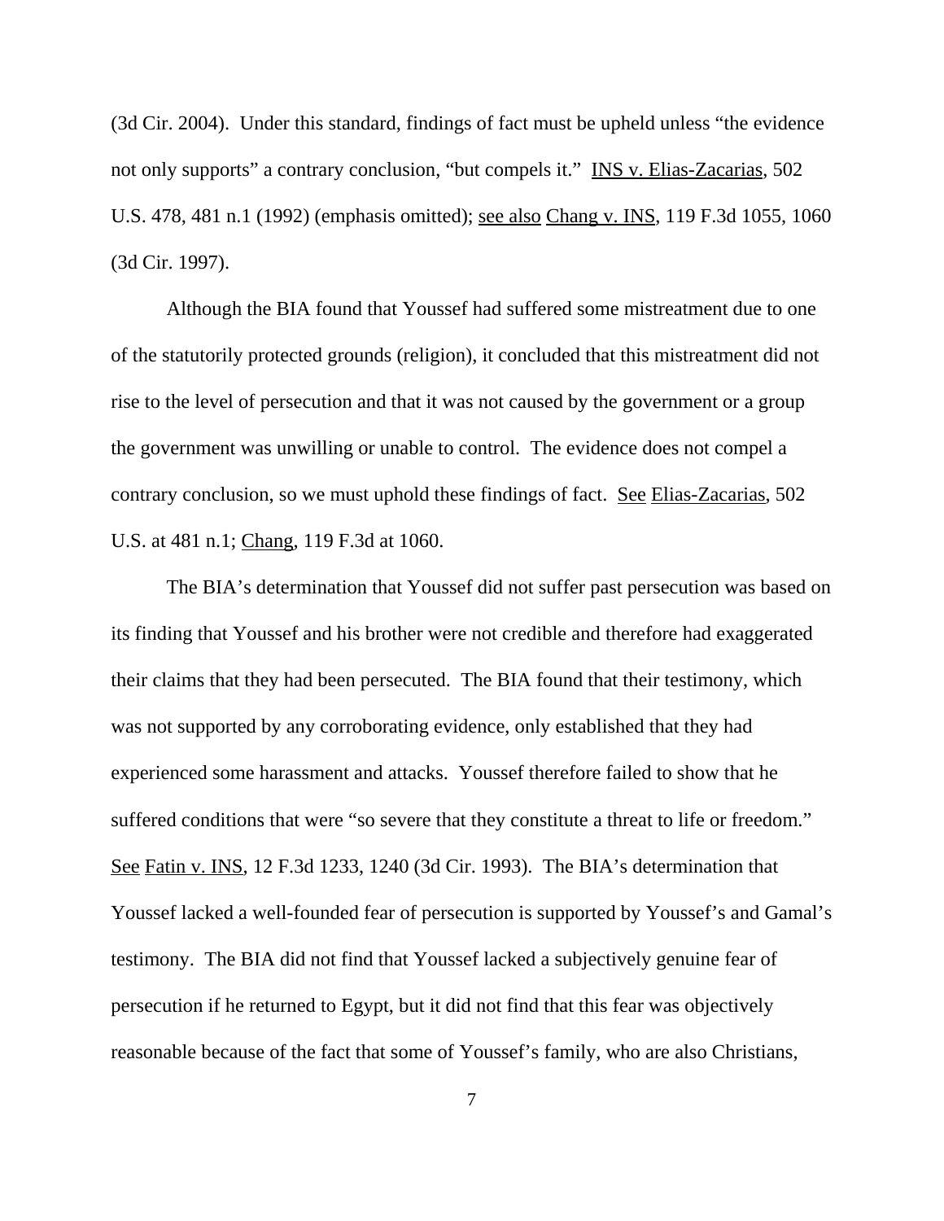(3d Cir. 2004). Under this standard, findings of fact must be upheld unless "the evidence not only supports" a contrary conclusion, "but compels it." INS v. Elias-Zacarias, 502 U.S. 478, 481 n.1 (1992) (emphasis omitted); see also Chang v. INS, 119 F.3d 1055, 1060 (3d Cir. 1997).

Although the BIA found that Youssef had suffered some mistreatment due to one of the statutorily protected grounds (religion), it concluded that this mistreatment did not rise to the level of persecution and that it was not caused by the government or a group the government was unwilling or unable to control. The evidence does not compel a contrary conclusion, so we must uphold these findings of fact. See Elias-Zacarias, 502 U.S. at 481 n.1; Chang, 119 F.3d at 1060.

The BIA's determination that Youssef did not suffer past persecution was based on its finding that Youssef and his brother were not credible and therefore had exaggerated their claims that they had been persecuted. The BIA found that their testimony, which was not supported by any corroborating evidence, only established that they had experienced some harassment and attacks. Youssef therefore failed to show that he suffered conditions that were "so severe that they constitute a threat to life or freedom." See Fatin v. INS, 12 F.3d 1233, 1240 (3d Cir. 1993). The BIA's determination that Youssef lacked a well-founded fear of persecution is supported by Youssef's and Gamal's testimony. The BIA did not find that Youssef lacked a subjectively genuine fear of persecution if he returned to Egypt, but it did not find that this fear was objectively reasonable because of the fact that some of Youssef's family, who are also Christians,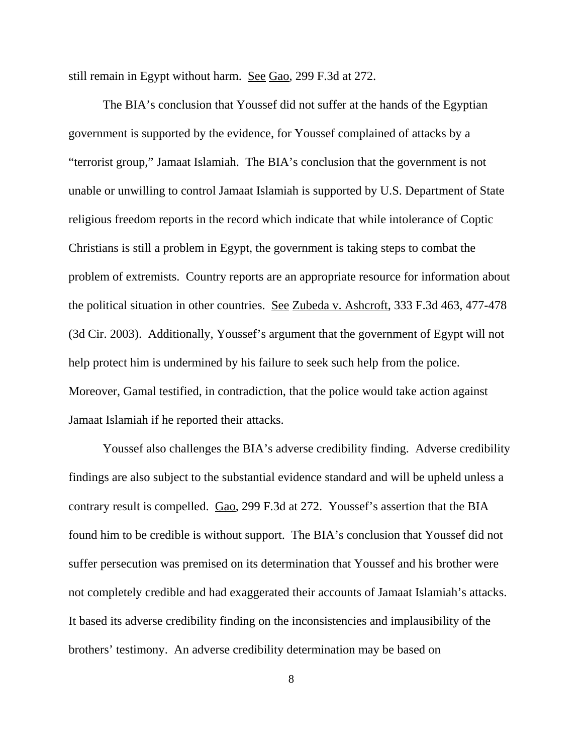still remain in Egypt without harm. See Gao, 299 F.3d at 272.

The BIA's conclusion that Youssef did not suffer at the hands of the Egyptian government is supported by the evidence, for Youssef complained of attacks by a "terrorist group," Jamaat Islamiah. The BIA's conclusion that the government is not unable or unwilling to control Jamaat Islamiah is supported by U.S. Department of State religious freedom reports in the record which indicate that while intolerance of Coptic Christians is still a problem in Egypt, the government is taking steps to combat the problem of extremists. Country reports are an appropriate resource for information about the political situation in other countries. See Zubeda v. Ashcroft, 333 F.3d 463, 477-478 (3d Cir. 2003). Additionally, Youssef's argument that the government of Egypt will not help protect him is undermined by his failure to seek such help from the police. Moreover, Gamal testified, in contradiction, that the police would take action against Jamaat Islamiah if he reported their attacks.

Youssef also challenges the BIA's adverse credibility finding. Adverse credibility findings are also subject to the substantial evidence standard and will be upheld unless a contrary result is compelled. Gao, 299 F.3d at 272. Youssef's assertion that the BIA found him to be credible is without support. The BIA's conclusion that Youssef did not suffer persecution was premised on its determination that Youssef and his brother were not completely credible and had exaggerated their accounts of Jamaat Islamiah's attacks. It based its adverse credibility finding on the inconsistencies and implausibility of the brothers' testimony. An adverse credibility determination may be based on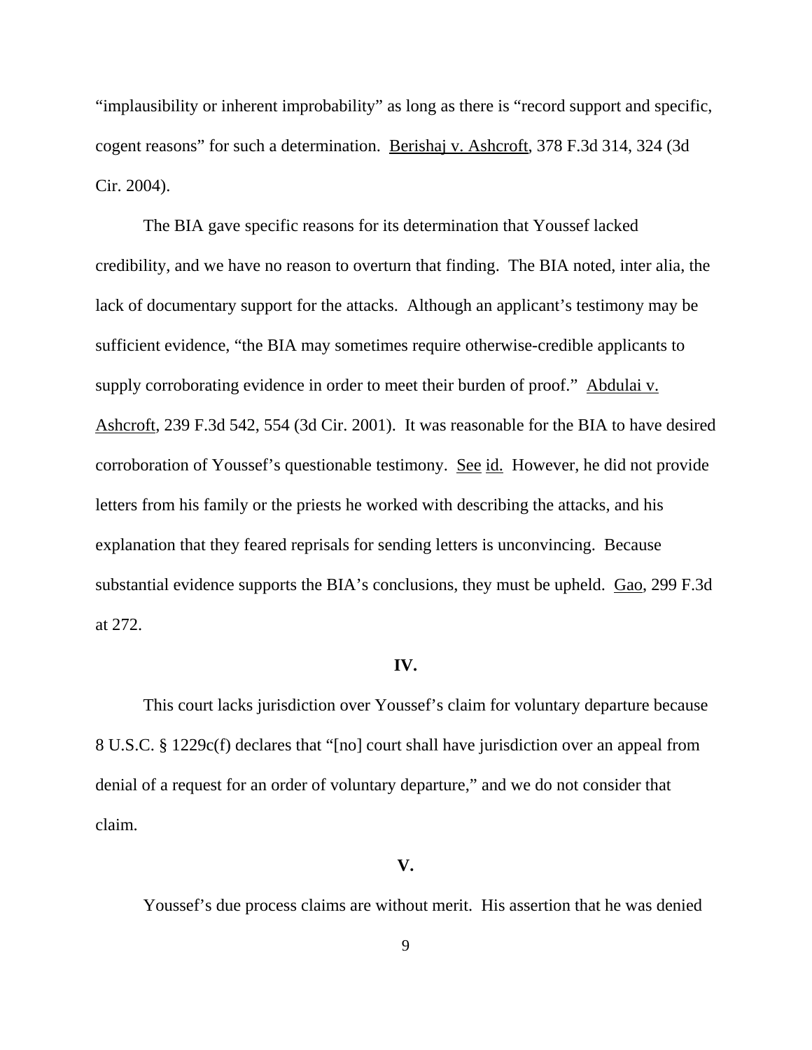"implausibility or inherent improbability" as long as there is "record support and specific, cogent reasons" for such a determination. Berishaj v. Ashcroft, 378 F.3d 314, 324 (3d Cir. 2004).

The BIA gave specific reasons for its determination that Youssef lacked credibility, and we have no reason to overturn that finding. The BIA noted, inter alia, the lack of documentary support for the attacks. Although an applicant's testimony may be sufficient evidence, "the BIA may sometimes require otherwise-credible applicants to supply corroborating evidence in order to meet their burden of proof." Abdulai v. Ashcroft, 239 F.3d 542, 554 (3d Cir. 2001). It was reasonable for the BIA to have desired corroboration of Youssef's questionable testimony. See id. However, he did not provide letters from his family or the priests he worked with describing the attacks, and his explanation that they feared reprisals for sending letters is unconvincing. Because substantial evidence supports the BIA's conclusions, they must be upheld. Gao, 299 F.3d at 272.

**IV.**

This court lacks jurisdiction over Youssef's claim for voluntary departure because 8 U.S.C. § 1229c(f) declares that "[no] court shall have jurisdiction over an appeal from denial of a request for an order of voluntary departure," and we do not consider that claim.

**V.**

Youssef's due process claims are without merit. His assertion that he was denied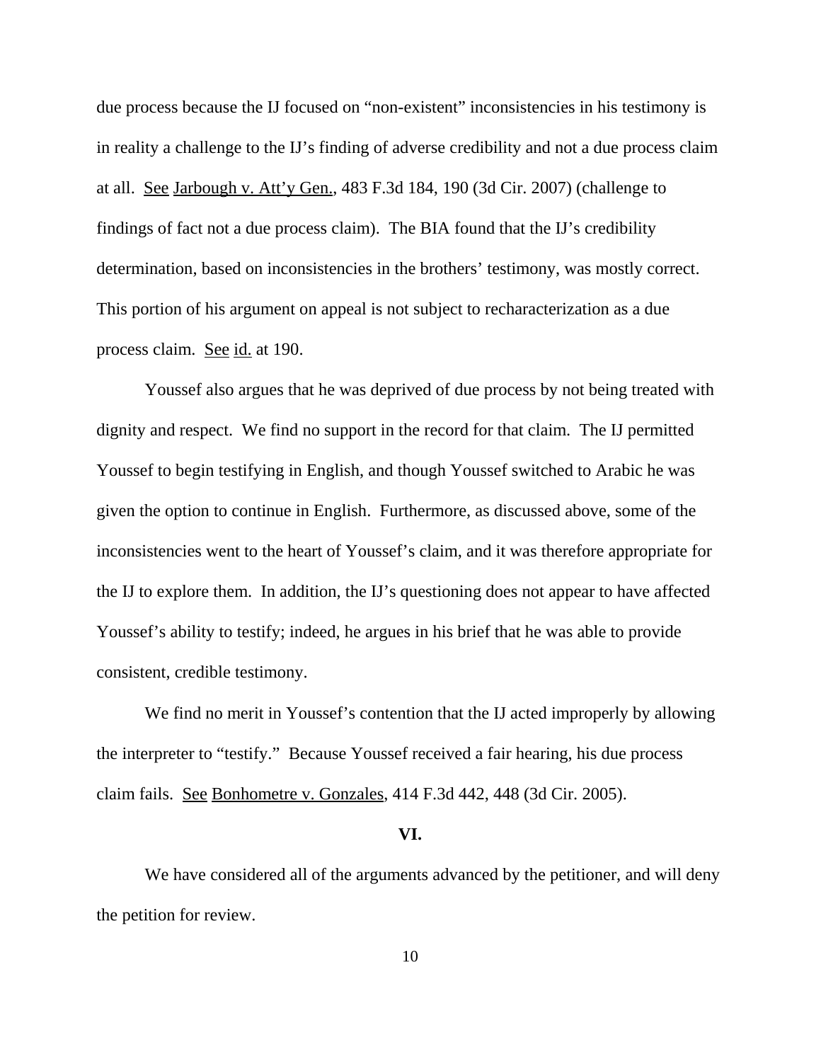due process because the IJ focused on "non-existent" inconsistencies in his testimony is in reality a challenge to the IJ's finding of adverse credibility and not a due process claim at all. See Jarbough v. Att'y Gen., 483 F.3d 184, 190 (3d Cir. 2007) (challenge to findings of fact not a due process claim). The BIA found that the IJ's credibility determination, based on inconsistencies in the brothers' testimony, was mostly correct. This portion of his argument on appeal is not subject to recharacterization as a due process claim. See id. at 190.

Youssef also argues that he was deprived of due process by not being treated with dignity and respect. We find no support in the record for that claim. The IJ permitted Youssef to begin testifying in English, and though Youssef switched to Arabic he was given the option to continue in English. Furthermore, as discussed above, some of the inconsistencies went to the heart of Youssef's claim, and it was therefore appropriate for the IJ to explore them. In addition, the IJ's questioning does not appear to have affected Youssef's ability to testify; indeed, he argues in his brief that he was able to provide consistent, credible testimony.

We find no merit in Youssef's contention that the IJ acted improperly by allowing the interpreter to "testify." Because Youssef received a fair hearing, his due process claim fails. See Bonhometre v. Gonzales, 414 F.3d 442, 448 (3d Cir. 2005).

## VI.

We have considered all of the arguments advanced by the petitioner, and will deny the petition for review.